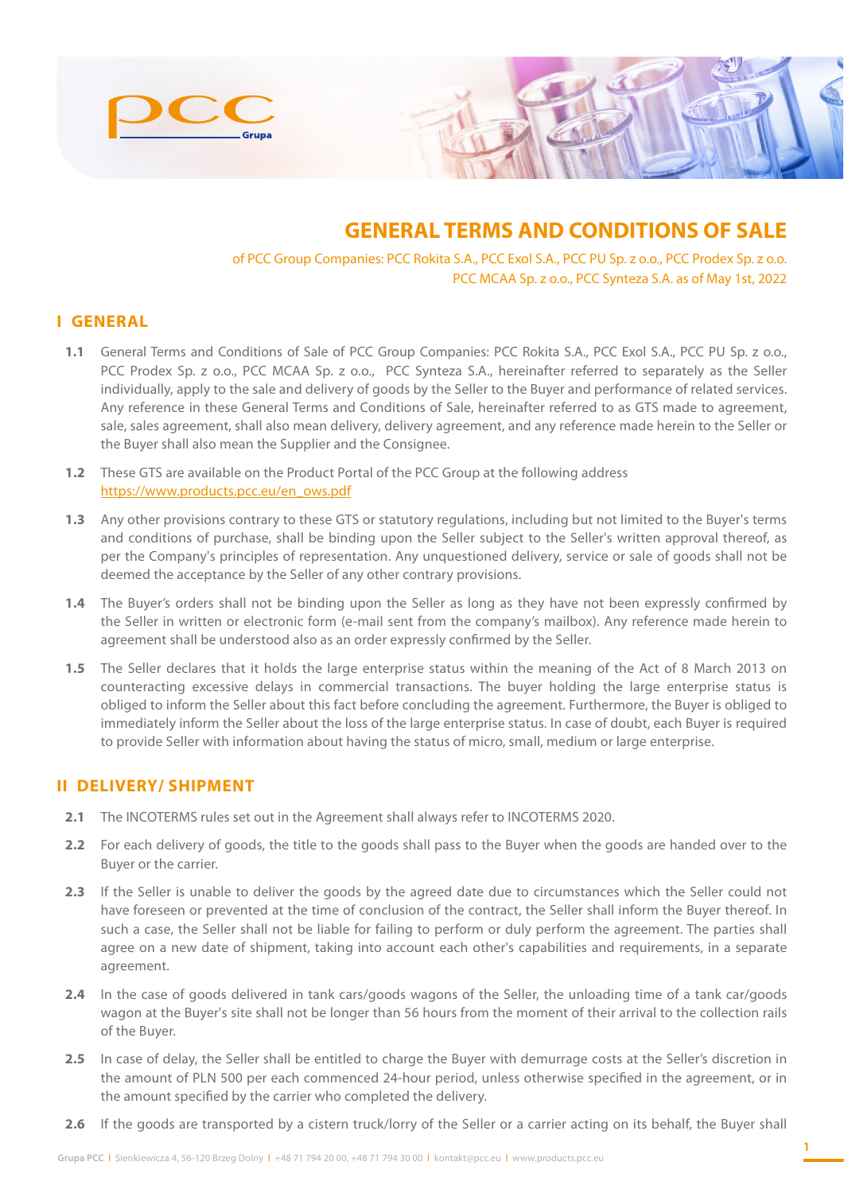# GENERAL TERMS AND CONDITIONS OF SALE

of PCC Group Companies: PCC Rokita S.A., PCC Exol S.A., PCC PU Sp. z o.o., PCC Prodex Sp. z o.o. PCC MCAA Sp. z o.o., PCC Synteza S.A. as of May 1st, 2022

## I GENERAL

**1.1** General Terms and Conditions of Sale of PCC Group Companies: PCC Rokita S.A., PCC Exol S.A., PCC PU Sp. z o.o., PCC Prodex Sp. z o.o., PCC MCAA Sp. z o.o., PCC Synteza S.A., hereinafter referred to separately as the Seller individually, apply to the sale and delivery of goods by the Seller to the Buyer and performance of related services. Any reference in these General Terms and Conditions of Sale, hereinafter referred to as GTS made to agreement, sale, sales agreement, shall also mean delivery, delivery agreement, and any reference made herein to the Seller or the Buyer shall also mean the Supplier and the Consignee.

**1.2** These GTS are available on the Product Portal of the PCC Group at the following address https://www.products.pcc.eu/en_ows.pdf

**1.3** Any other provisions contrary to these GTS or statutory regulations, including but not limited to the Buyer's terms and conditions of purchase, shall be binding upon the Seller subject to the Seller's written approval thereof, as per the Company's principles of representation. Any unquestioned delivery, service or sale of goods shall not be deemed the acceptance by the Seller of any other contrary provisions.

**1.4** The Buyer's orders shall not be binding upon the Seller as long as they have not been expressly confirmed by the Seller in written or electronic form (e-mail sent from the company's mailbox). Any reference made herein to agreement shall be understood also as an order expressly confirmed by the Seller.

**1.5** The Seller declares that it holds the large enterprise status within the meaning of the Act of 8 March 2013 on counteracting excessive delays in commercial transactions. The buyer holding the large enterprise status is obliged to inform the Seller about this fact before concluding the agreement. Furthermore, the Buyer is obliged to immediately inform the Seller about the loss of the large enterprise status. In case of doubt, each Buyer is required to provide Seller with information about having the status of micro, small, medium or large enterprise.

## II DELIVERY/ SHIPMENT

**2.1** The INCOTERMS rules set out in the Agreement shall always refer to INCOTERMS 2020.

**2.2** For each delivery of goods, the title to the goods shall pass to the Buyer when the goods are handed over to the Buyer or the carrier.

**2.3** If the Seller is unable to deliver the goods by the agreed date due to circumstances which the Seller could not have foreseen or prevented at the time of conclusion of the contract, the Seller shall inform the Buyer thereof. In such a case, the Seller shall not be liable for failing to perform or duly perform the agreement. The parties shall agree on a new date of shipment, taking into account each other's capabilities and requirements, in a separate agreement.

**2.4** In the case of goods delivered in tank cars/goods wagons of the Seller, the unloading time of a tank car/goods wagon at the Buyer's site shall not be longer than 56 hours from the moment of their arrival to the collection rails of the Buyer.

**2.5** In case of delay, the Seller shall be entitled to charge the Buyer with demurrage costs at the Seller's discretion in the amount of PLN 500 per each commenced 24-hour period, unless otherwise specified in the agreement, or in the amount specified by the carrier who completed the delivery.

**2.6** If the goods are transported by a cistern truck/lorry of the Seller or a carrier acting on its behalf, the Buyer shall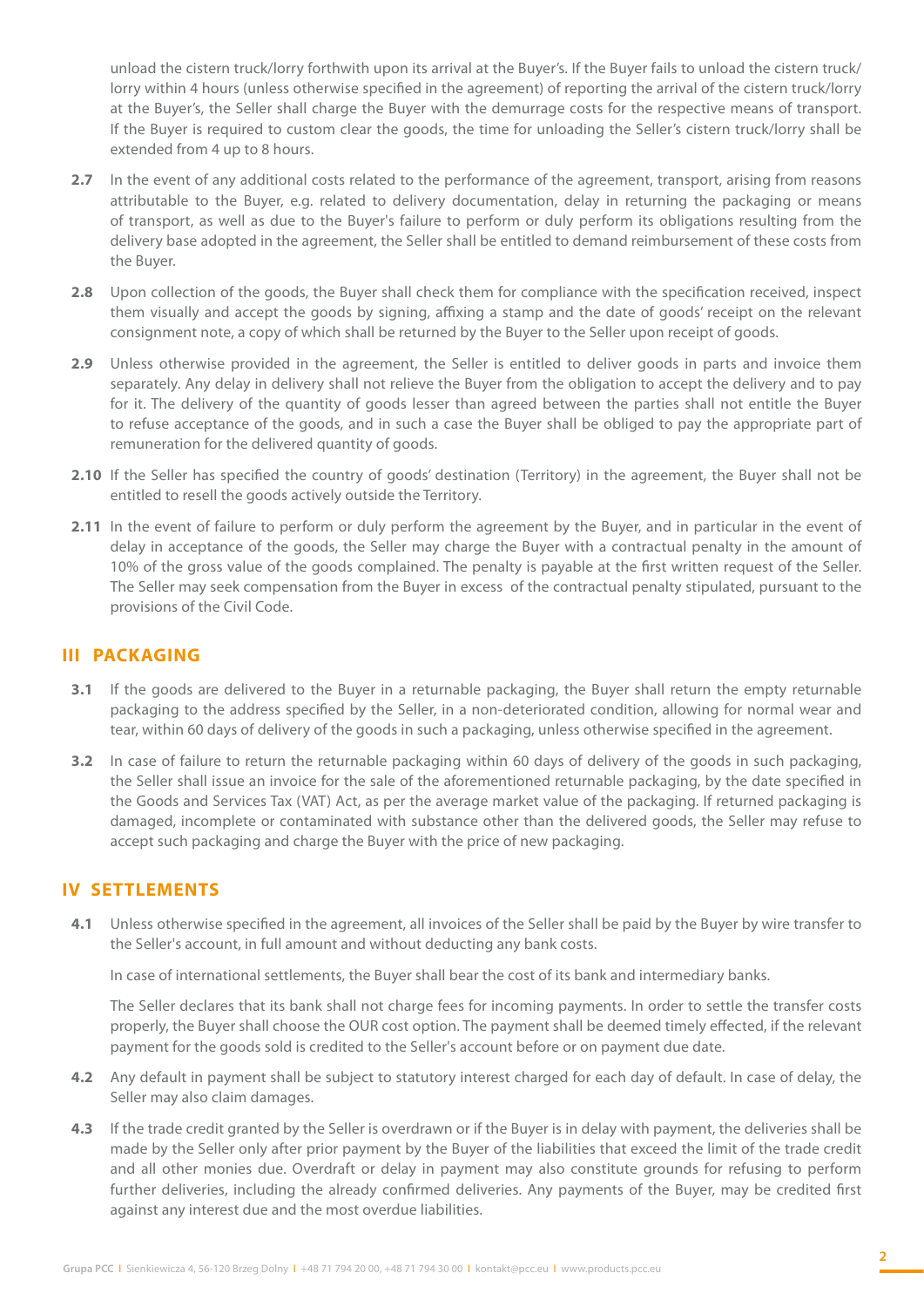unload the cistern truck/lorry forthwith upon its arrival at the Buyer's. If the Buyer fails to unload the cistern truck/lorry within 4 hours (unless otherwise specified in the agreement) of reporting the arrival of the cistern truck/lorry at the Buyer's, the Seller shall charge the Buyer with the demurrage costs for the respective means of transport. If the Buyer is required to custom clear the goods, the time for unloading the Seller's cistern truck/lorry shall be extended from 4 up to 8 hours.

**2.7** In the event of any additional costs related to the performance of the agreement, transport, arising from reasons attributable to the Buyer, e.g. related to delivery documentation, delay in returning the packaging or means of transport, as well as due to the Buyer's failure to perform or duly perform its obligations resulting from the delivery base adopted in the agreement, the Seller shall be entitled to demand reimbursement of these costs from the Buyer.

**2.8** Upon collection of the goods, the Buyer shall check them for compliance with the specification received, inspect them visually and accept the goods by signing, affixing a stamp and the date of goods' receipt on the relevant consignment note, a copy of which shall be returned by the Buyer to the Seller upon receipt of goods.

**2.9** Unless otherwise provided in the agreement, the Seller is entitled to deliver goods in parts and invoice them separately. Any delay in delivery shall not relieve the Buyer from the obligation to accept the delivery and to pay for it. The delivery of the quantity of goods lesser than agreed between the parties shall not entitle the Buyer to refuse acceptance of the goods, and in such a case the Buyer shall be obliged to pay the appropriate part of remuneration for the delivered quantity of goods.

**2.10** If the Seller has specified the country of goods' destination (Territory) in the agreement, the Buyer shall not be entitled to resell the goods actively outside the Territory.

**2.11** In the event of failure to perform or duly perform the agreement by the Buyer, and in particular in the event of delay in acceptance of the goods, the Seller may charge the Buyer with a contractual penalty in the amount of 10% of the gross value of the goods complained. The penalty is payable at the first written request of the Seller. The Seller may seek compensation from the Buyer in excess of the contractual penalty stipulated, pursuant to the provisions of the Civil Code.

## III PACKAGING

**3.1** If the goods are delivered to the Buyer in a returnable packaging, the Buyer shall return the empty returnable packaging to the address specified by the Seller, in a non-deteriorated condition, allowing for normal wear and tear, within 60 days of delivery of the goods in such a packaging, unless otherwise specified in the agreement.

**3.2** In case of failure to return the returnable packaging within 60 days of delivery of the goods in such packaging, the Seller shall issue an invoice for the sale of the aforementioned returnable packaging, by the date specified in the Goods and Services Tax (VAT) Act, as per the average market value of the packaging. If returned packaging is damaged, incomplete or contaminated with substance other than the delivered goods, the Seller may refuse to accept such packaging and charge the Buyer with the price of new packaging.

## IV SETTLEMENTS

**4.1** Unless otherwise specified in the agreement, all invoices of the Seller shall be paid by the Buyer by wire transfer to the Seller's account, in full amount and without deducting any bank costs.

In case of international settlements, the Buyer shall bear the cost of its bank and intermediary banks.

The Seller declares that its bank shall not charge fees for incoming payments. In order to settle the transfer costs properly, the Buyer shall choose the OUR cost option. The payment shall be deemed timely effected, if the relevant payment for the goods sold is credited to the Seller's account before or on payment due date.

**4.2** Any default in payment shall be subject to statutory interest charged for each day of default. In case of delay, the Seller may also claim damages.

**4.3** If the trade credit granted by the Seller is overdrawn or if the Buyer is in delay with payment, the deliveries shall be made by the Seller only after prior payment by the Buyer of the liabilities that exceed the limit of the trade credit and all other monies due. Overdraft or delay in payment may also constitute grounds for refusing to perform further deliveries, including the already confirmed deliveries. Any payments of the Buyer, may be credited first against any interest due and the most overdue liabilities.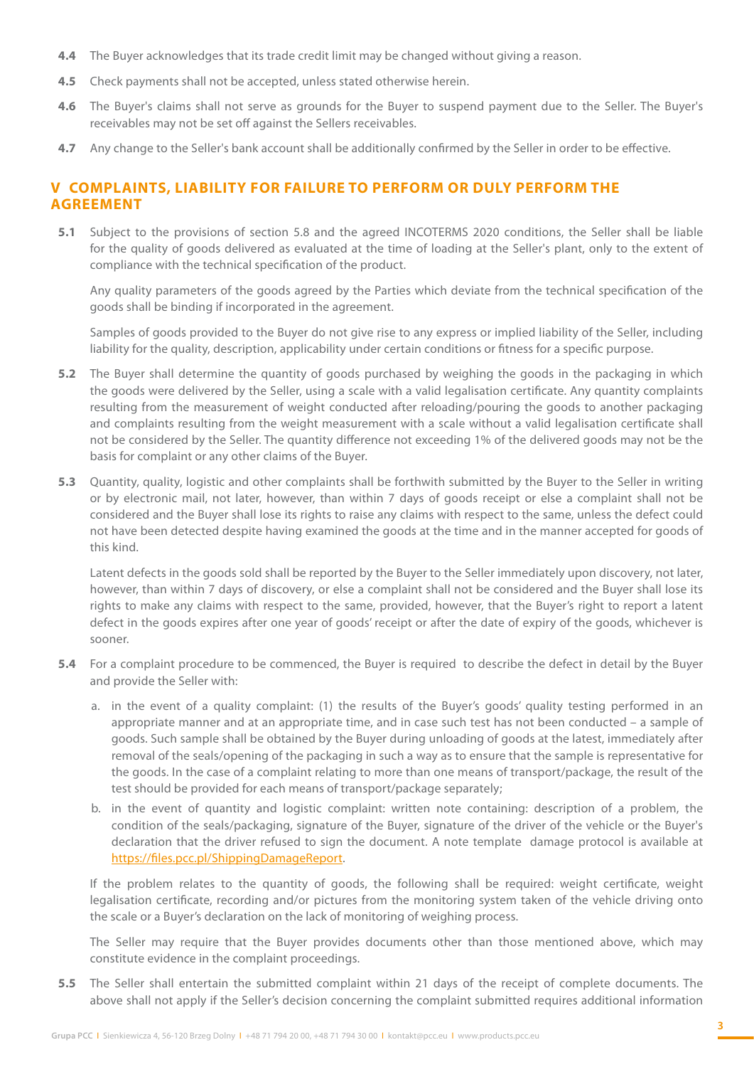**4.4** The Buyer acknowledges that its trade credit limit may be changed without giving a reason.

**4.5** Check payments shall not be accepted, unless stated otherwise herein.

**4.6** The Buyer's claims shall not serve as grounds for the Buyer to suspend payment due to the Seller. The Buyer's receivables may not be set off against the Sellers receivables.

**4.7** Any change to the Seller's bank account shall be additionally confirmed by the Seller in order to be effective.

## V COMPLAINTS, LIABILITY FOR FAILURE TO PERFORM OR DULY PERFORM THE AGREEMENT

**5.1** Subject to the provisions of section 5.8 and the agreed INCOTERMS 2020 conditions, the Seller shall be liable for the quality of goods delivered as evaluated at the time of loading at the Seller's plant, only to the extent of compliance with the technical specification of the product.

Any quality parameters of the goods agreed by the Parties which deviate from the technical specification of the goods shall be binding if incorporated in the agreement.

Samples of goods provided to the Buyer do not give rise to any express or implied liability of the Seller, including liability for the quality, description, applicability under certain conditions or fitness for a specific purpose.

**5.2** The Buyer shall determine the quantity of goods purchased by weighing the goods in the packaging in which the goods were delivered by the Seller, using a scale with a valid legalisation certificate. Any quantity complaints resulting from the measurement of weight conducted after reloading/pouring the goods to another packaging and complaints resulting from the weight measurement with a scale without a valid legalisation certificate shall not be considered by the Seller. The quantity difference not exceeding 1% of the delivered goods may not be the basis for complaint or any other claims of the Buyer.

**5.3** Quantity, quality, logistic and other complaints shall be forthwith submitted by the Buyer to the Seller in writing or by electronic mail, not later, however, than within 7 days of goods receipt or else a complaint shall not be considered and the Buyer shall lose its rights to raise any claims with respect to the same, unless the defect could not have been detected despite having examined the goods at the time and in the manner accepted for goods of this kind.

Latent defects in the goods sold shall be reported by the Buyer to the Seller immediately upon discovery, not later, however, than within 7 days of discovery, or else a complaint shall not be considered and the Buyer shall lose its rights to make any claims with respect to the same, provided, however, that the Buyer's right to report a latent defect in the goods expires after one year of goods' receipt or after the date of expiry of the goods, whichever is sooner.

**5.4** For a complaint procedure to be commenced, the Buyer is required to describe the defect in detail by the Buyer and provide the Seller with:

a. in the event of a quality complaint: (1) the results of the Buyer's goods' quality testing performed in an appropriate manner and at an appropriate time, and in case such test has not been conducted – a sample of goods. Such sample shall be obtained by the Buyer during unloading of goods at the latest, immediately after removal of the seals/opening of the packaging in such a way as to ensure that the sample is representative for the goods. In the case of a complaint relating to more than one means of transport/package, the result of the test should be provided for each means of transport/package separately;

b. in the event of quantity and logistic complaint: written note containing: description of a problem, the condition of the seals/packaging, signature of the Buyer, signature of the driver of the vehicle or the Buyer's declaration that the driver refused to sign the document. A note template damage protocol is available at [https://files.pcc.pl/ShippingDamageReport](https://files.pcc.pl/ShippingDamageReport).

If the problem relates to the quantity of goods, the following shall be required: weight certificate, weight legalisation certificate, recording and/or pictures from the monitoring system taken of the vehicle driving onto the scale or a Buyer's declaration on the lack of monitoring of weighing process.

The Seller may require that the Buyer provides documents other than those mentioned above, which may constitute evidence in the complaint proceedings.

**5.5** The Seller shall entertain the submitted complaint within 21 days of the receipt of complete documents. The above shall not apply if the Seller's decision concerning the complaint submitted requires additional information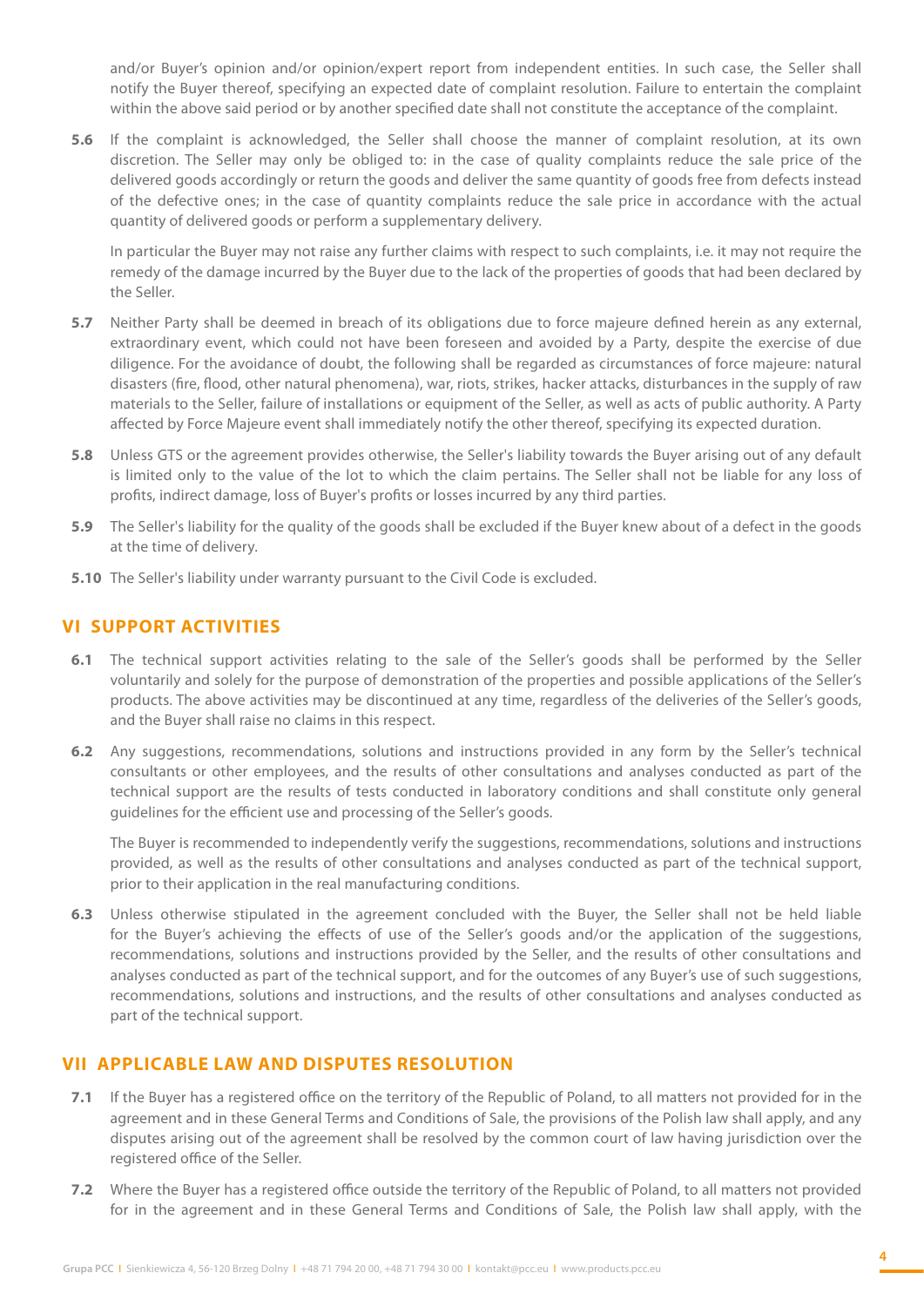and/or Buyer's opinion and/or opinion/expert report from independent entities. In such case, the Seller shall notify the Buyer thereof, specifying an expected date of complaint resolution. Failure to entertain the complaint within the above said period or by another specified date shall not constitute the acceptance of the complaint.

**5.6** If the complaint is acknowledged, the Seller shall choose the manner of complaint resolution, at its own discretion. The Seller may only be obliged to: in the case of quality complaints reduce the sale price of the delivered goods accordingly or return the goods and deliver the same quantity of goods free from defects instead of the defective ones; in the case of quantity complaints reduce the sale price in accordance with the actual quantity of delivered goods or perform a supplementary delivery.

In particular the Buyer may not raise any further claims with respect to such complaints, i.e. it may not require the remedy of the damage incurred by the Buyer due to the lack of the properties of goods that had been declared by the Seller.

**5.7** Neither Party shall be deemed in breach of its obligations due to force majeure defined herein as any external, extraordinary event, which could not have been foreseen and avoided by a Party, despite the exercise of due diligence. For the avoidance of doubt, the following shall be regarded as circumstances of force majeure: natural disasters (fire, flood, other natural phenomena), war, riots, strikes, hacker attacks, disturbances in the supply of raw materials to the Seller, failure of installations or equipment of the Seller, as well as acts of public authority. A Party affected by Force Majeure event shall immediately notify the other thereof, specifying its expected duration.

**5.8** Unless GTS or the agreement provides otherwise, the Seller's liability towards the Buyer arising out of any default is limited only to the value of the lot to which the claim pertains. The Seller shall not be liable for any loss of profits, indirect damage, loss of Buyer's profits or losses incurred by any third parties.

**5.9** The Seller's liability for the quality of the goods shall be excluded if the Buyer knew about of a defect in the goods at the time of delivery.

**5.10** The Seller's liability under warranty pursuant to the Civil Code is excluded.

## VI SUPPORT ACTIVITIES

**6.1** The technical support activities relating to the sale of the Seller's goods shall be performed by the Seller voluntarily and solely for the purpose of demonstration of the properties and possible applications of the Seller's products. The above activities may be discontinued at any time, regardless of the deliveries of the Seller's goods, and the Buyer shall raise no claims in this respect.

**6.2** Any suggestions, recommendations, solutions and instructions provided in any form by the Seller's technical consultants or other employees, and the results of other consultations and analyses conducted as part of the technical support are the results of tests conducted in laboratory conditions and shall constitute only general guidelines for the efficient use and processing of the Seller's goods.

The Buyer is recommended to independently verify the suggestions, recommendations, solutions and instructions provided, as well as the results of other consultations and analyses conducted as part of the technical support, prior to their application in the real manufacturing conditions.

**6.3** Unless otherwise stipulated in the agreement concluded with the Buyer, the Seller shall not be held liable for the Buyer's achieving the effects of use of the Seller's goods and/or the application of the suggestions, recommendations, solutions and instructions provided by the Seller, and the results of other consultations and analyses conducted as part of the technical support, and for the outcomes of any Buyer's use of such suggestions, recommendations, solutions and instructions, and the results of other consultations and analyses conducted as part of the technical support.

## VII APPLICABLE LAW AND DISPUTES RESOLUTION

**7.1** If the Buyer has a registered office on the territory of the Republic of Poland, to all matters not provided for in the agreement and in these General Terms and Conditions of Sale, the provisions of the Polish law shall apply, and any disputes arising out of the agreement shall be resolved by the common court of law having jurisdiction over the registered office of the Seller.

**7.2** Where the Buyer has a registered office outside the territory of the Republic of Poland, to all matters not provided for in the agreement and in these General Terms and Conditions of Sale, the Polish law shall apply, with the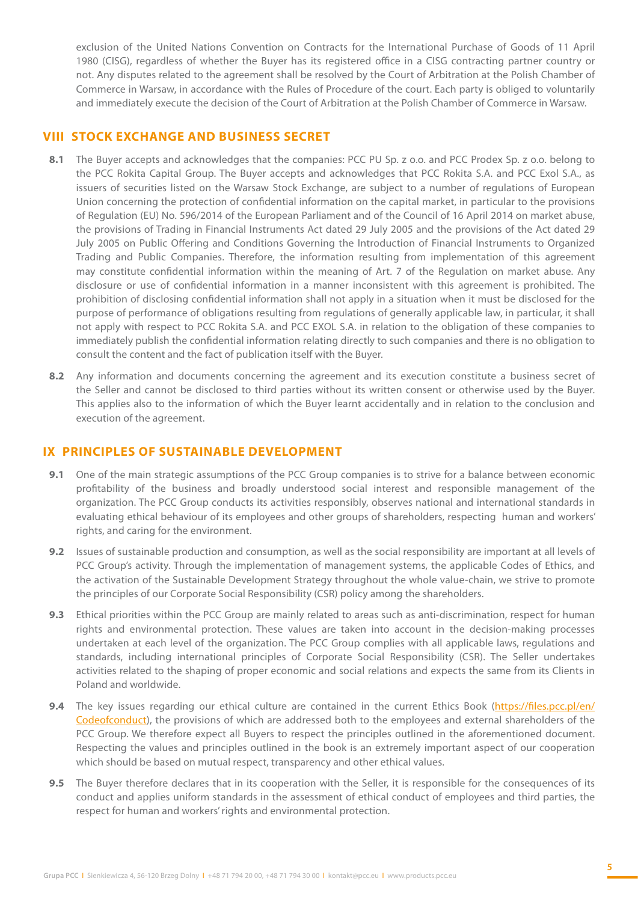exclusion of the United Nations Convention on Contracts for the International Purchase of Goods of 11 April 1980 (CISG), regardless of whether the Buyer has its registered office in a CISG contracting partner country or not. Any disputes related to the agreement shall be resolved by the Court of Arbitration at the Polish Chamber of Commerce in Warsaw, in accordance with the Rules of Procedure of the court. Each party is obliged to voluntarily and immediately execute the decision of the Court of Arbitration at the Polish Chamber of Commerce in Warsaw.

## VIII STOCK EXCHANGE AND BUSINESS SECRET

**8.1** The Buyer accepts and acknowledges that the companies: PCC PU Sp. z o.o. and PCC Prodex Sp. z o.o. belong to the PCC Rokita Capital Group. The Buyer accepts and acknowledges that PCC Rokita S.A. and PCC Exol S.A., as issuers of securities listed on the Warsaw Stock Exchange, are subject to a number of regulations of European Union concerning the protection of confidential information on the capital market, in particular to the provisions of Regulation (EU) No. 596/2014 of the European Parliament and of the Council of 16 April 2014 on market abuse, the provisions of Trading in Financial Instruments Act dated 29 July 2005 and the provisions of the Act dated 29 July 2005 on Public Offering and Conditions Governing the Introduction of Financial Instruments to Organized Trading and Public Companies. Therefore, the information resulting from implementation of this agreement may constitute confidential information within the meaning of Art. 7 of the Regulation on market abuse. Any disclosure or use of confidential information in a manner inconsistent with this agreement is prohibited. The prohibition of disclosing confidential information shall not apply in a situation when it must be disclosed for the purpose of performance of obligations resulting from regulations of generally applicable law, in particular, it shall not apply with respect to PCC Rokita S.A. and PCC EXOL S.A. in relation to the obligation of these companies to immediately publish the confidential information relating directly to such companies and there is no obligation to consult the content and the fact of publication itself with the Buyer.

**8.2** Any information and documents concerning the agreement and its execution constitute a business secret of the Seller and cannot be disclosed to third parties without its written consent or otherwise used by the Buyer. This applies also to the information of which the Buyer learnt accidentally and in relation to the conclusion and execution of the agreement.

## IX PRINCIPLES OF SUSTAINABLE DEVELOPMENT

**9.1** One of the main strategic assumptions of the PCC Group companies is to strive for a balance between economic profitability of the business and broadly understood social interest and responsible management of the organization. The PCC Group conducts its activities responsibly, observes national and international standards in evaluating ethical behaviour of its employees and other groups of shareholders, respecting human and workers' rights, and caring for the environment.

**9.2** Issues of sustainable production and consumption, as well as the social responsibility are important at all levels of PCC Group's activity. Through the implementation of management systems, the applicable Codes of Ethics, and the activation of the Sustainable Development Strategy throughout the whole value-chain, we strive to promote the principles of our Corporate Social Responsibility (CSR) policy among the shareholders.

**9.3** Ethical priorities within the PCC Group are mainly related to areas such as anti-discrimination, respect for human rights and environmental protection. These values are taken into account in the decision-making processes undertaken at each level of the organization. The PCC Group complies with all applicable laws, regulations and standards, including international principles of Corporate Social Responsibility (CSR). The Seller undertakes activities related to the shaping of proper economic and social relations and expects the same from its Clients in Poland and worldwide.

**9.4** The key issues regarding our ethical culture are contained in the current Ethics Book ([https://files.pcc.pl/en/Codeofconduct](https://files.pcc.pl/en/Codeofconduct)), the provisions of which are addressed both to the employees and external shareholders of the PCC Group. We therefore expect all Buyers to respect the principles outlined in the aforementioned document. Respecting the values and principles outlined in the book is an extremely important aspect of our cooperation which should be based on mutual respect, transparency and other ethical values.

**9.5** The Buyer therefore declares that in its cooperation with the Seller, it is responsible for the consequences of its conduct and applies uniform standards in the assessment of ethical conduct of employees and third parties, the respect for human and workers' rights and environmental protection.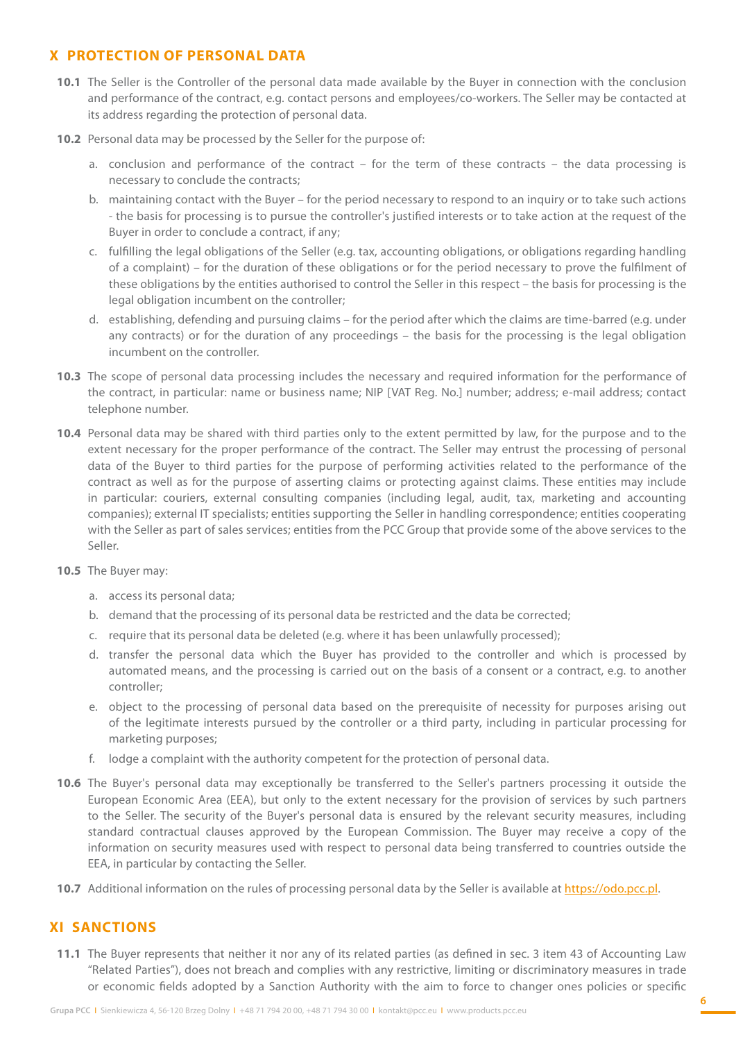## X PROTECTION OF PERSONAL DATA

**10.1** The Seller is the Controller of the personal data made available by the Buyer in connection with the conclusion and performance of the contract, e.g. contact persons and employees/co-workers. The Seller may be contacted at its address regarding the protection of personal data.

**10.2** Personal data may be processed by the Seller for the purpose of:

a. conclusion and performance of the contract – for the term of these contracts – the data processing is necessary to conclude the contracts;

b. maintaining contact with the Buyer – for the period necessary to respond to an inquiry or to take such actions - the basis for processing is to pursue the controller's justified interests or to take action at the request of the Buyer in order to conclude a contract, if any;

c. fulfilling the legal obligations of the Seller (e.g. tax, accounting obligations, or obligations regarding handling of a complaint) – for the duration of these obligations or for the period necessary to prove the fulfilment of these obligations by the entities authorised to control the Seller in this respect – the basis for processing is the legal obligation incumbent on the controller;

d. establishing, defending and pursuing claims – for the period after which the claims are time-barred (e.g. under any contracts) or for the duration of any proceedings – the basis for the processing is the legal obligation incumbent on the controller.

**10.3** The scope of personal data processing includes the necessary and required information for the performance of the contract, in particular: name or business name; NIP [VAT Reg. No.] number; address; e-mail address; contact telephone number.

**10.4** Personal data may be shared with third parties only to the extent permitted by law, for the purpose and to the extent necessary for the proper performance of the contract. The Seller may entrust the processing of personal data of the Buyer to third parties for the purpose of performing activities related to the performance of the contract as well as for the purpose of asserting claims or protecting against claims. These entities may include in particular: couriers, external consulting companies (including legal, audit, tax, marketing and accounting companies); external IT specialists; entities supporting the Seller in handling correspondence; entities cooperating with the Seller as part of sales services; entities from the PCC Group that provide some of the above services to the Seller.

**10.5** The Buyer may:

a. access its personal data;

b. demand that the processing of its personal data be restricted and the data be corrected;

c. require that its personal data be deleted (e.g. where it has been unlawfully processed);

d. transfer the personal data which the Buyer has provided to the controller and which is processed by automated means, and the processing is carried out on the basis of a consent or a contract, e.g. to another controller;

e. object to the processing of personal data based on the prerequisite of necessity for purposes arising out of the legitimate interests pursued by the controller or a third party, including in particular processing for marketing purposes;

f. lodge a complaint with the authority competent for the protection of personal data.

**10.6** The Buyer's personal data may exceptionally be transferred to the Seller's partners processing it outside the European Economic Area (EEA), but only to the extent necessary for the provision of services by such partners to the Seller. The security of the Buyer's personal data is ensured by the relevant security measures, including standard contractual clauses approved by the European Commission. The Buyer may receive a copy of the information on security measures used with respect to personal data being transferred to countries outside the EEA, in particular by contacting the Seller.

**10.7** Additional information on the rules of processing personal data by the Seller is available at https://odo.pcc.pl.

## XI SANCTIONS

**11.1** The Buyer represents that neither it nor any of its related parties (as defined in sec. 3 item 43 of Accounting Law "Related Parties"), does not breach and complies with any restrictive, limiting or discriminatory measures in trade or economic fields adopted by a Sanction Authority with the aim to force to changer ones policies or specific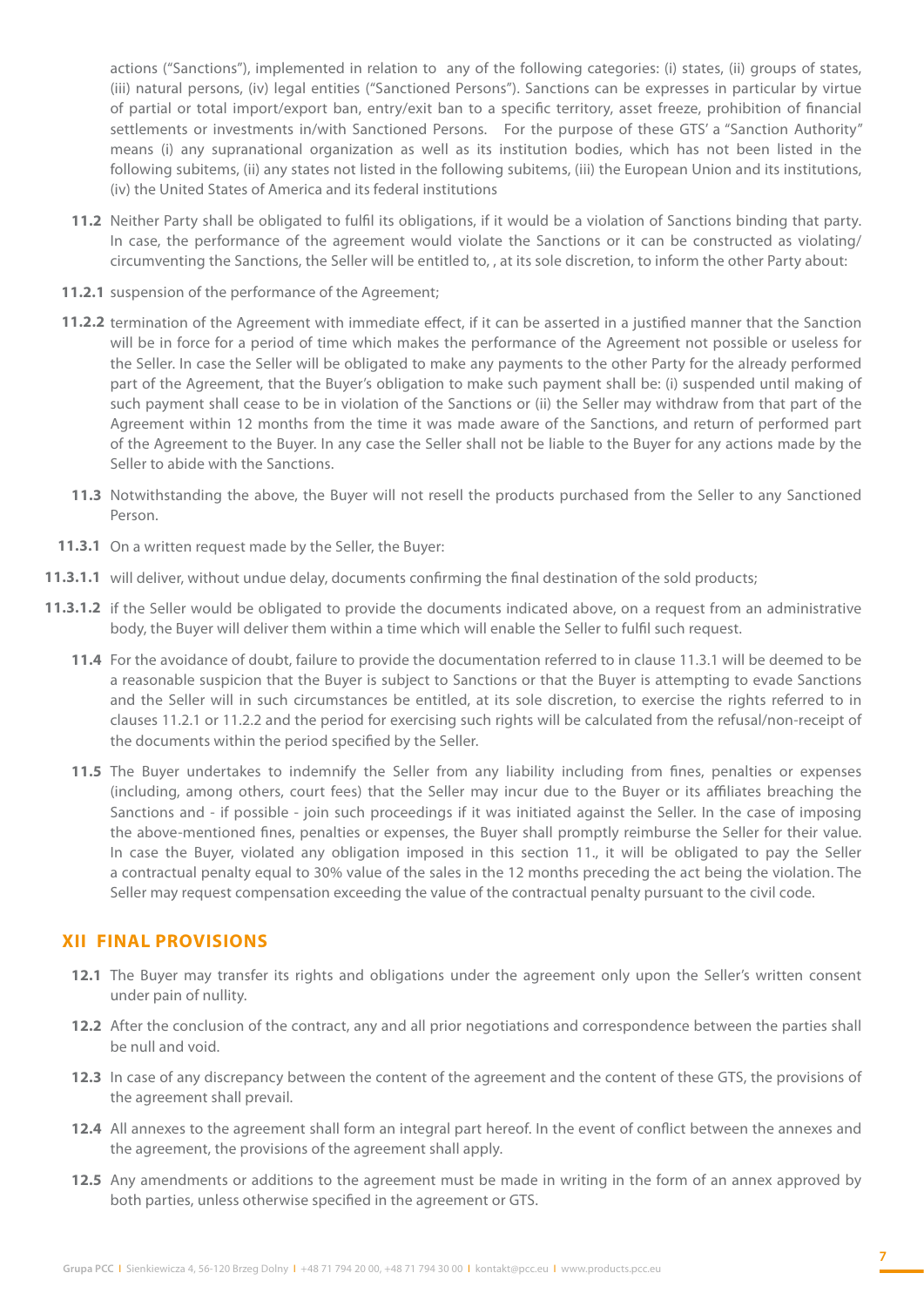actions ("Sanctions"), implemented in relation to any of the following categories: (i) states, (ii) groups of states, (iii) natural persons, (iv) legal entities ("Sanctioned Persons"). Sanctions can be expresses in particular by virtue of partial or total import/export ban, entry/exit ban to a specific territory, asset freeze, prohibition of financial settlements or investments in/with Sanctioned Persons. For the purpose of these GTS' a "Sanction Authority" means (i) any supranational organization as well as its institution bodies, which has not been listed in the following subitems, (ii) any states not listed in the following subitems, (iii) the European Union and its institutions, (iv) the United States of America and its federal institutions

**11.2** Neither Party shall be obligated to fulfil its obligations, if it would be a violation of Sanctions binding that party. In case, the performance of the agreement would violate the Sanctions or it can be constructed as violating/ circumventing the Sanctions, the Seller will be entitled to, , at its sole discretion, to inform the other Party about:

**11.2.1** suspension of the performance of the Agreement;

**11.2.2** termination of the Agreement with immediate effect, if it can be asserted in a justified manner that the Sanction will be in force for a period of time which makes the performance of the Agreement not possible or useless for the Seller. In case the Seller will be obligated to make any payments to the other Party for the already performed part of the Agreement, that the Buyer's obligation to make such payment shall be: (i) suspended until making of such payment shall cease to be in violation of the Sanctions or (ii) the Seller may withdraw from that part of the Agreement within 12 months from the time it was made aware of the Sanctions, and return of performed part of the Agreement to the Buyer. In any case the Seller shall not be liable to the Buyer for any actions made by the Seller to abide with the Sanctions.

**11.3** Notwithstanding the above, the Buyer will not resell the products purchased from the Seller to any Sanctioned Person.

**11.3.1** On a written request made by the Seller, the Buyer:

**11.3.1.1** will deliver, without undue delay, documents confirming the final destination of the sold products;

**11.3.1.2** if the Seller would be obligated to provide the documents indicated above, on a request from an administrative body, the Buyer will deliver them within a time which will enable the Seller to fulfil such request.

**11.4** For the avoidance of doubt, failure to provide the documentation referred to in clause 11.3.1 will be deemed to be a reasonable suspicion that the Buyer is subject to Sanctions or that the Buyer is attempting to evade Sanctions and the Seller will in such circumstances be entitled, at its sole discretion, to exercise the rights referred to in clauses 11.2.1 or 11.2.2 and the period for exercising such rights will be calculated from the refusal/non-receipt of the documents within the period specified by the Seller.

**11.5** The Buyer undertakes to indemnify the Seller from any liability including from fines, penalties or expenses (including, among others, court fees) that the Seller may incur due to the Buyer or its affiliates breaching the Sanctions and - if possible - join such proceedings if it was initiated against the Seller. In the case of imposing the above-mentioned fines, penalties or expenses, the Buyer shall promptly reimburse the Seller for their value. In case the Buyer, violated any obligation imposed in this section 11., it will be obligated to pay the Seller a contractual penalty equal to 30% value of the sales in the 12 months preceding the act being the violation. The Seller may request compensation exceeding the value of the contractual penalty pursuant to the civil code.

## XII FINAL PROVISIONS

**12.1** The Buyer may transfer its rights and obligations under the agreement only upon the Seller's written consent under pain of nullity.

**12.2** After the conclusion of the contract, any and all prior negotiations and correspondence between the parties shall be null and void.

**12.3** In case of any discrepancy between the content of the agreement and the content of these GTS, the provisions of the agreement shall prevail.

**12.4** All annexes to the agreement shall form an integral part hereof. In the event of conflict between the annexes and the agreement, the provisions of the agreement shall apply.

**12.5** Any amendments or additions to the agreement must be made in writing in the form of an annex approved by both parties, unless otherwise specified in the agreement or GTS.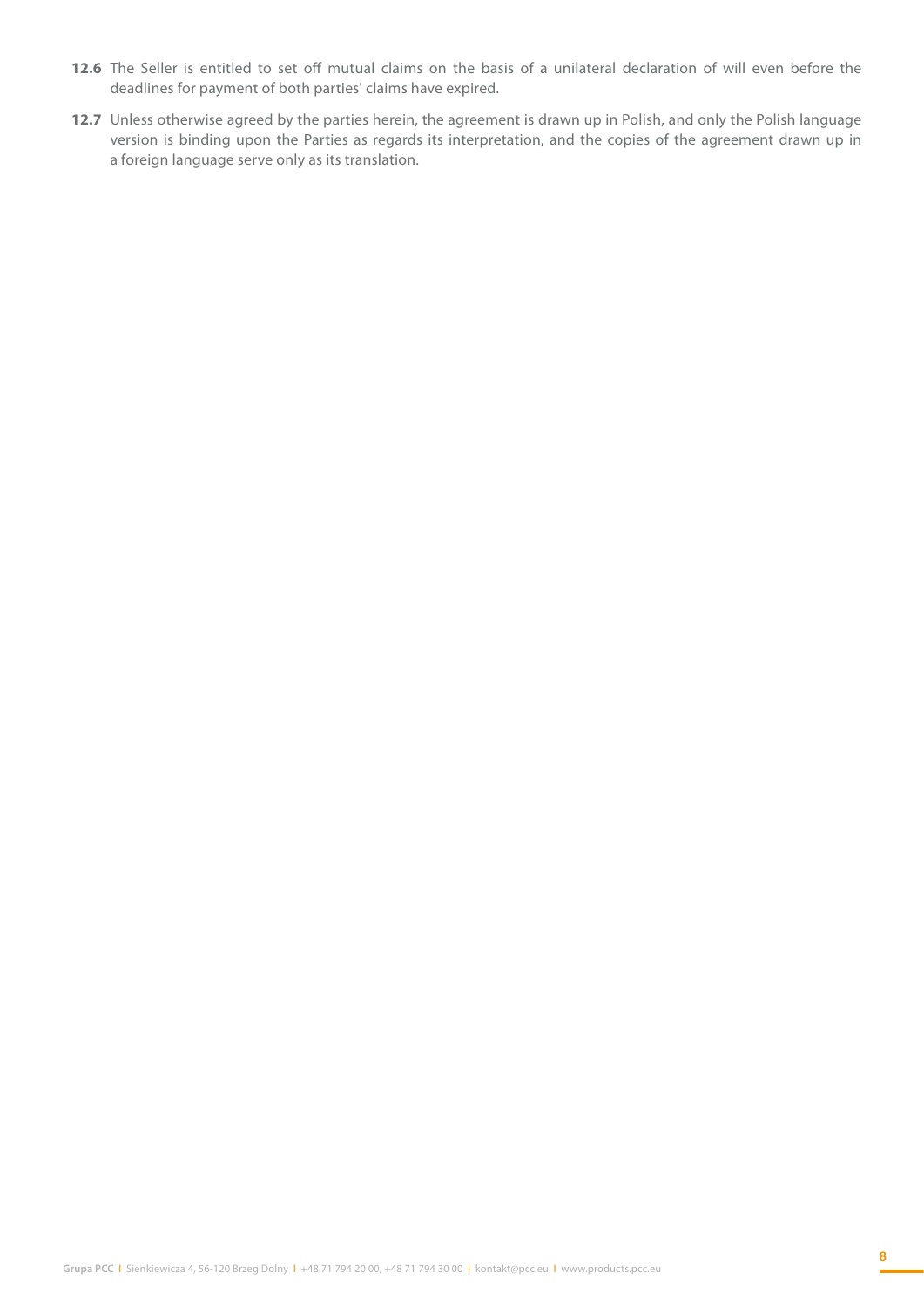**12.6** The Seller is entitled to set off mutual claims on the basis of a unilateral declaration of will even before the deadlines for payment of both parties' claims have expired.

**12.7** Unless otherwise agreed by the parties herein, the agreement is drawn up in Polish, and only the Polish language version is binding upon the Parties as regards its interpretation, and the copies of the agreement drawn up in a foreign language serve only as its translation.